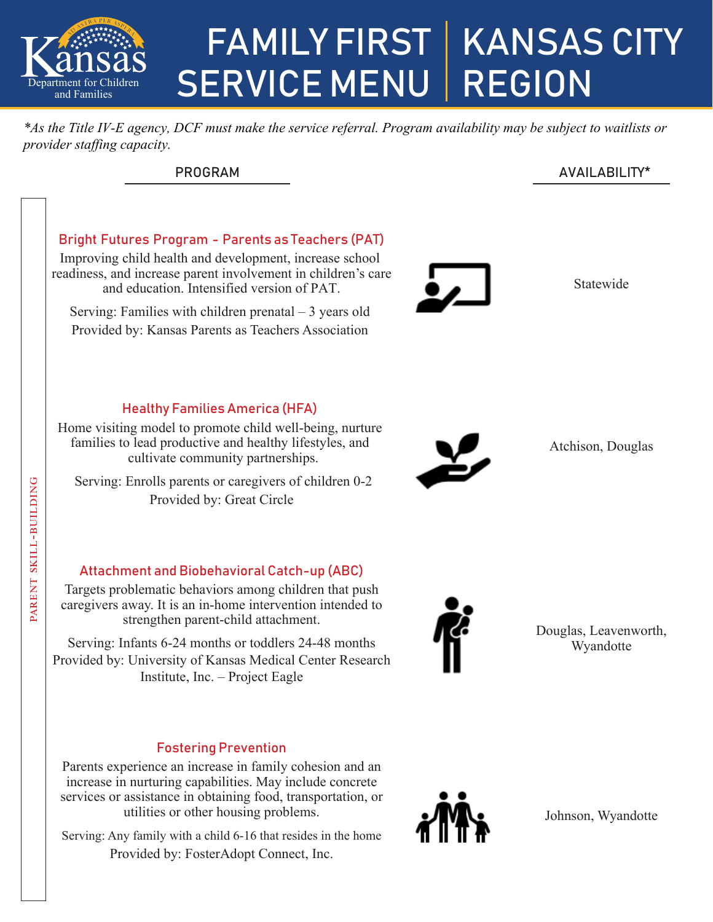# FAMILY FIRST SERVICE MENU | KANSAS CITY REGION

Kansas Department for Children and Families

*\*As the Title IV-E agency, DCF must make the service referral. Program availability may be subject to waitlists or provider staffing capacity.*

**PARENT SKILL-BUILDING**

| PROGRAM | AVAILABILITY* |
| --- | --- |
| **Bright Futures Program - Parents as Teachers (PAT)**<br>Improving child health and development, increase school readiness, and increase parent involvement in children's care and education. Intensified version of PAT.<br>Serving: Families with children prenatal – 3 years old<br>Provided by: Kansas Parents as Teachers Association | Statewide |
| **Healthy Families America (HFA)**<br>Home visiting model to promote child well-being, nurture families to lead productive and healthy lifestyles, and cultivate community partnerships.<br>Serving: Enrolls parents or caregivers of children 0-2<br>Provided by: Great Circle | Atchison, Douglas |
| **Attachment and Biobehavioral Catch-up (ABC)**<br>Targets problematic behaviors among children that push caregivers away. It is an in-home intervention intended to strengthen parent-child attachment.<br>Serving: Infants 6-24 months or toddlers 24-48 months<br>Provided by: University of Kansas Medical Center Research Institute, Inc. – Project Eagle | Douglas, Leavenworth, Wyandotte |
| **Fostering Prevention**<br>Parents experience an increase in family cohesion and an increase in nurturing capabilities. May include concrete services or assistance in obtaining food, transportation, or utilities or other housing problems.<br>Serving: Any family with a child 6-16 that resides in the home<br>Provided by: FosterAdopt Connect, Inc. | Johnson, Wyandotte |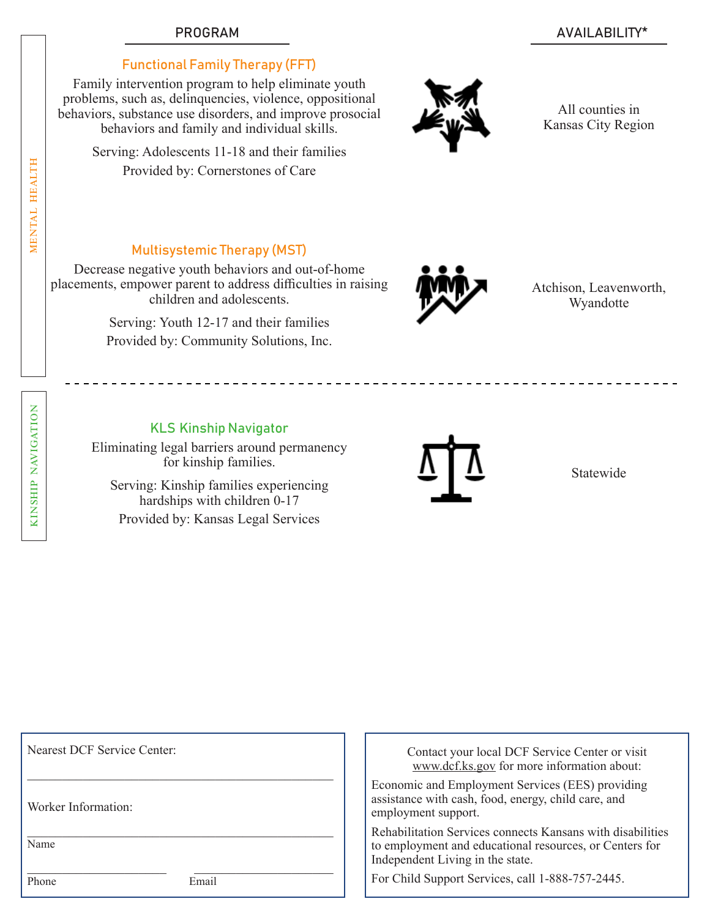| PROGRAM | AVAILABILITY* |
| --- | --- |

## MENTAL HEALTH

### Functional Family Therapy (FFT)

Family intervention program to help eliminate youth problems, such as, delinquencies, violence, oppositional behaviors, substance use disorders, and improve prosocial behaviors and family and individual skills.

Serving: Adolescents 11-18 and their families

Provided by: Cornerstones of Care

Availability: All counties in Kansas City Region

### Multisystemic Therapy (MST)

Decrease negative youth behaviors and out-of-home placements, empower parent to address difficulties in raising children and adolescents.

Serving: Youth 12-17 and their families

Provided by: Community Solutions, Inc.

Availability: Atchison, Leavenworth, Wyandotte

## KINSHIP NAVIGATION

### KLS Kinship Navigator

Eliminating legal barriers around permanency for kinship families.

Serving: Kinship families experiencing hardships with children 0-17

Provided by: Kansas Legal Services

Availability: Statewide

---

Nearest DCF Service Center: ______________________________

Worker Information:

______________________________
Name

______________________ ______________________
Phone Email

---

Contact your local DCF Service Center or visit www.dcf.ks.gov for more information about:

Economic and Employment Services (EES) providing assistance with cash, food, energy, child care, and employment support.

Rehabilitation Services connects Kansans with disabilities to employment and educational resources, or Centers for Independent Living in the state.

For Child Support Services, call 1-888-757-2445.